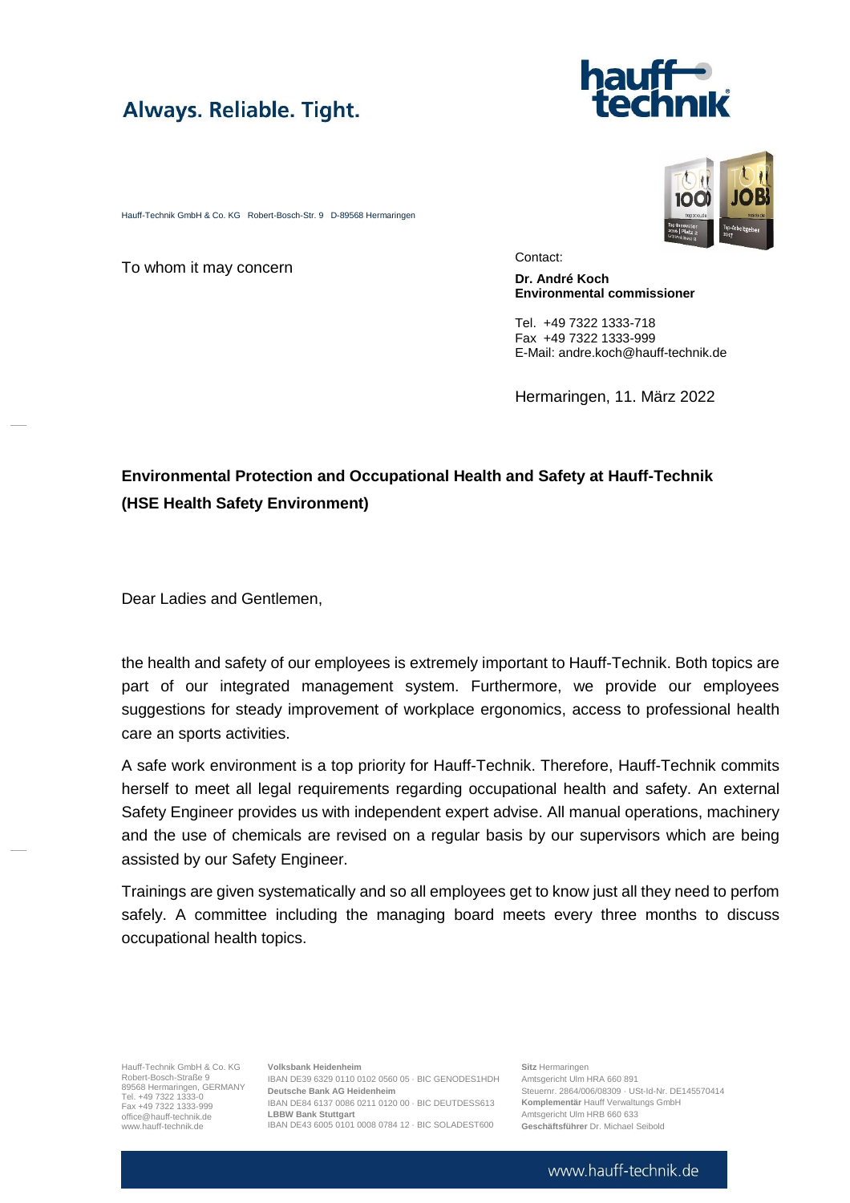Always. Reliable. Tight.

Hauff-Technik GmbH & Co. KG Robert-Bosch-Str. 9 D-89568 Hermaringen

To whom it may concern

Contact:

**Dr. André Koch**
**Environmental commissioner**

Tel. +49 7322 1333-718
Fax +49 7322 1333-999
E-Mail: andre.koch@hauff-technik.de

Hermaringen, 11. März 2022

**Environmental Protection and Occupational Health and Safety at Hauff-Technik (HSE Health Safety Environment)**

Dear Ladies and Gentlemen,

the health and safety of our employees is extremely important to Hauff-Technik. Both topics are part of our integrated management system. Furthermore, we provide our employees suggestions for steady improvement of workplace ergonomics, access to professional health care an sports activities.

A safe work environment is a top priority for Hauff-Technik. Therefore, Hauff-Technik commits herself to meet all legal requirements regarding occupational health and safety. An external Safety Engineer provides us with independent expert advise. All manual operations, machinery and the use of chemicals are revised on a regular basis by our supervisors which are being assisted by our Safety Engineer.

Trainings are given systematically and so all employees get to know just all they need to perfom safely. A committee including the managing board meets every three months to discuss occupational health topics.

Hauff-Technik GmbH & Co. KG
Robert-Bosch-Straße 9
89568 Hermaringen, GERMANY
Tel. +49 7322 1333-0
Fax +49 7322 1333-999
office@hauff-technik.de
www.hauff-technik.de

**Volksbank Heidenheim**
IBAN DE39 6329 0110 0102 0560 05 · BIC GENODES1HDH
**Deutsche Bank AG Heidenheim**
IBAN DE84 6137 0086 0211 0120 00 · BIC DEUTDESS613
**LBBW Bank Stuttgart**
IBAN DE43 6005 0101 0008 0784 12 · BIC SOLADEST600

**Sitz** Hermaringen
Amtsgericht Ulm HRA 660 891
Steuernr. 2864/006/08309 · USt-Id-Nr. DE145570414
**Komplementär** Hauff Verwaltungs GmbH
Amtsgericht Ulm HRB 660 633
**Geschäftsführer** Dr. Michael Seibold

www.hauff-technik.de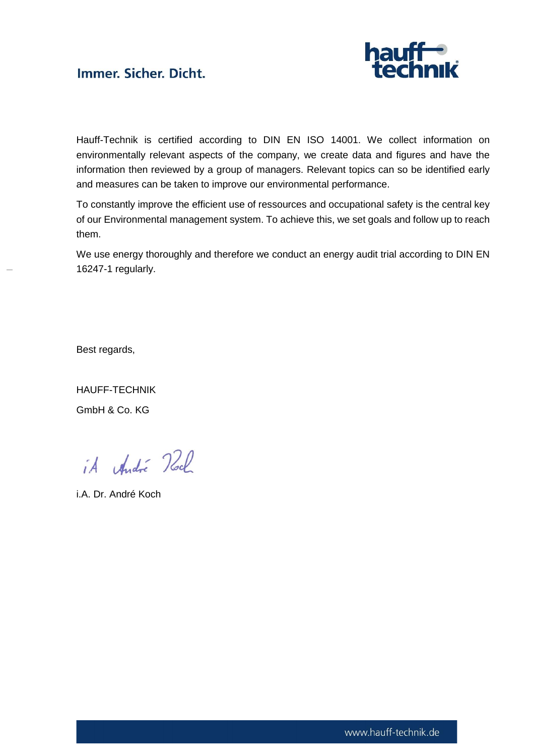Immer. Sicher. Dicht.

Hauff-Technik is certified according to DIN EN ISO 14001. We collect information on environmentally relevant aspects of the company, we create data and figures and have the information then reviewed by a group of managers. Relevant topics can so be identified early and measures can be taken to improve our environmental performance.

To constantly improve the efficient use of ressources and occupational safety is the central key of our Environmental management system. To achieve this, we set goals and follow up to reach them.

We use energy thoroughly and therefore we conduct an energy audit trial according to DIN EN 16247-1 regularly.

Best regards,

HAUFF-TECHNIK

GmbH & Co. KG

i.A. Dr. André Koch